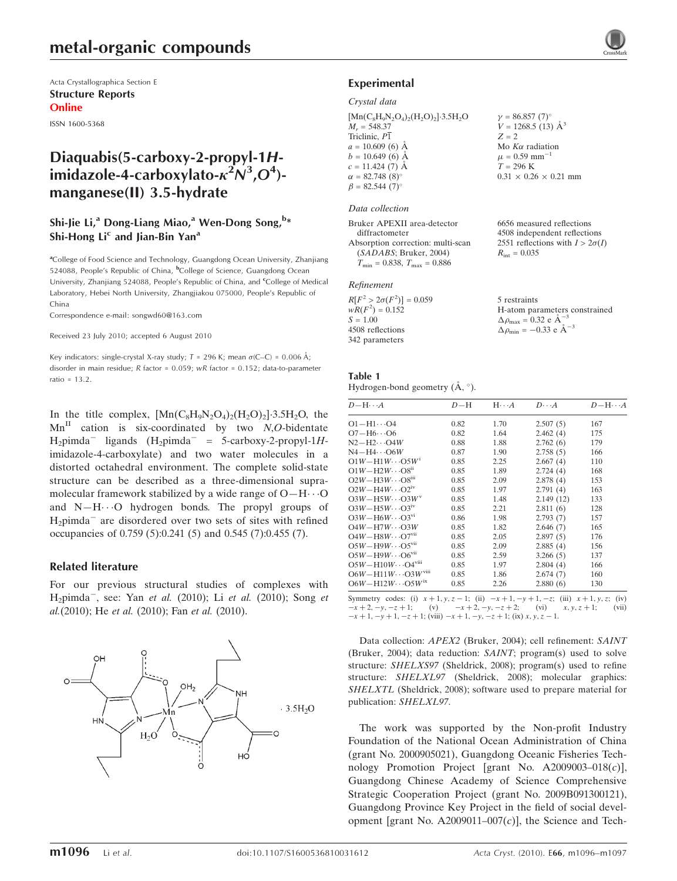Acta Crystallographica Section E

**Structure Reports Online**

ISSN 1600-5368

# Diaquabis(5-carboxy-2-propyl-1*H*-imidazole-4-carboxylato-$\kappa^2N^3,O^4$)-manganese(II) 3.5-hydrate

## Shi-Jie Li,[a] Dong-Liang Miao,[a] Wen-Dong Song,[b]* Shi-Hong Li[c] and Jian-Bin Yan[a]

[a]College of Food Science and Technology, Guangdong Ocean University, Zhanjiang 524088, People's Republic of China, [b]College of Science, Guangdong Ocean University, Zhanjiang 524088, People's Republic of China, and [c]College of Medical Laboratory, Hebei North University, Zhangjiakou 075000, People's Republic of China

Correspondence e-mail: songwd60@163.com

Received 23 July 2010; accepted 6 August 2010

Key indicators: single-crystal X-ray study; $T$ = 296 K; mean $\sigma$(C–C) = 0.006 Å; disorder in main residue; $R$ factor = 0.059; $wR$ factor = 0.152; data-to-parameter ratio = 13.2.

In the title complex, $[Mn(C_8H_9N_2O_4)_2(H_2O)_2]\cdot 3.5H_2O$, the $Mn^{II}$ cation is six-coordinated by two $N,O$-bidentate $H_2pimda^-$ ligands ($H_2pimda^-$ = 5-carboxy-2-propyl-1*H*-imidazole-4-carboxylate) and two water molecules in a distorted octahedral environment. The complete solid-state structure can be described as a three-dimensional supramolecular framework stabilized by a wide range of O—H···O and N—H···O hydrogen bonds. The propyl groups of $H_2pimda^-$ are disordered over two sets of sites with refined occupancies of 0.759 (5):0.241 (5) and 0.545 (7):0.455 (7).

### Related literature

For our previous structural studies of complexes with $H_2pimda^-$, see: Yan *et al.* (2010); Li *et al.* (2010); Song *et al.*(2010); He *et al.* (2010); Fan *et al.* (2010).

## Experimental

### Crystal data

$[Mn(C_8H_9N_2O_4)_2(H_2O)_2]\cdot 3.5H_2O$
$M_r$ = 548.37
Triclinic, $P\overline{1}$
$a$ = 10.609 (6) Å
$b$ = 10.649 (6) Å
$c$ = 11.424 (7) Å
$\alpha$ = 82.748 (8)°
$\beta$ = 82.544 (7)°
$\gamma$ = 86.857 (7)°
$V$ = 1268.5 (13) Å$^3$
$Z$ = 2
Mo $K\alpha$ radiation
$\mu$ = 0.59 mm$^{-1}$
$T$ = 296 K
0.31 × 0.26 × 0.21 mm

### Data collection

Bruker APEXII area-detector diffractometer
Absorption correction: multi-scan (*SADABS*; Bruker, 2004)
$T_{min}$ = 0.838, $T_{max}$ = 0.886
6656 measured reflections
4508 independent reflections
2551 reflections with $I > 2\sigma(I)$
$R_{int}$ = 0.035

### Refinement

$R[F^2 > 2\sigma(F^2)]$ = 0.059
$wR(F^2)$ = 0.152
$S$ = 1.00
4508 reflections
342 parameters
5 restraints
H-atom parameters constrained
$\Delta\rho_{max}$ = 0.32 e Å$^{-3}$
$\Delta\rho_{min}$ = −0.33 e Å$^{-3}$

**Table 1**
Hydrogen-bond geometry (Å, °).

| $D$—H···$A$ | $D$—H | H···$A$ | $D$···$A$ | $D$—H···$A$ |
|---|---|---|---|---|
| O1—H1···O4 | 0.82 | 1.70 | 2.507 (5) | 167 |
| O7—H6···O6 | 0.82 | 1.64 | 2.462 (4) | 175 |
| N2—H2···O4W | 0.88 | 1.88 | 2.762 (6) | 179 |
| N4—H4···O6W | 0.87 | 1.90 | 2.758 (5) | 166 |
| O1W—H1W···O5W$^{i}$ | 0.85 | 2.25 | 2.667 (4) | 110 |
| O1W—H2W···O8$^{ii}$ | 0.85 | 1.89 | 2.724 (4) | 168 |
| O2W—H3W···O8$^{iii}$ | 0.85 | 2.09 | 2.878 (4) | 153 |
| O2W—H4W···O2$^{iv}$ | 0.85 | 1.97 | 2.791 (4) | 163 |
| O3W—H5W···O3W$^{v}$ | 0.85 | 1.48 | 2.149 (12) | 133 |
| O3W—H5W···O3$^{iv}$ | 0.85 | 2.21 | 2.811 (6) | 128 |
| O3W—H6W···O3$^{vi}$ | 0.86 | 1.98 | 2.793 (7) | 157 |
| O4W—H7W···O3W | 0.85 | 1.82 | 2.646 (7) | 165 |
| O4W—H8W···O7$^{vii}$ | 0.85 | 2.05 | 2.897 (5) | 176 |
| O5W—H9W···O5$^{vii}$ | 0.85 | 2.09 | 2.885 (4) | 156 |
| O5W—H9W···O6$^{vii}$ | 0.85 | 2.59 | 3.266 (5) | 137 |
| O5W—H10W···O4$^{viii}$ | 0.85 | 1.97 | 2.804 (4) | 166 |
| O6W—H11W···O3W$^{viii}$ | 0.85 | 1.86 | 2.674 (7) | 160 |
| O6W—H12W···O5W$^{ix}$ | 0.85 | 2.26 | 2.880 (6) | 130 |

Symmetry codes: (i) $x+1, y, z-1$; (ii) $-x+1, -y+1, -z$; (iii) $x+1, y, z$; (iv) $-x+2, -y, -z+1$; (v) $-x+2, -y, -z+2$; (vi) $x, y, z+1$; (vii) $-x+1, -y+1, -z+1$; (viii) $-x+1, -y, -z+1$; (ix) $x, y, z-1$.

Data collection: *APEX2* (Bruker, 2004); cell refinement: *SAINT* (Bruker, 2004); data reduction: *SAINT*; program(s) used to solve structure: *SHELXS97* (Sheldrick, 2008); program(s) used to refine structure: *SHELXL97* (Sheldrick, 2008); molecular graphics: *SHELXTL* (Sheldrick, 2008); software used to prepare material for publication: *SHELXL97*.

The work was supported by the Non-profit Industry Foundation of the National Ocean Administration of China (grant No. 2000905021), Guangdong Oceanic Fisheries Technology Promotion Project [grant No. A2009003–018(*c*)], Guangdong Chinese Academy of Science Comprehensive Strategic Cooperation Project (grant No. 2009B091300121), Guangdong Province Key Project in the field of social development [grant No. A2009011–007(*c*)], the Science and Tech-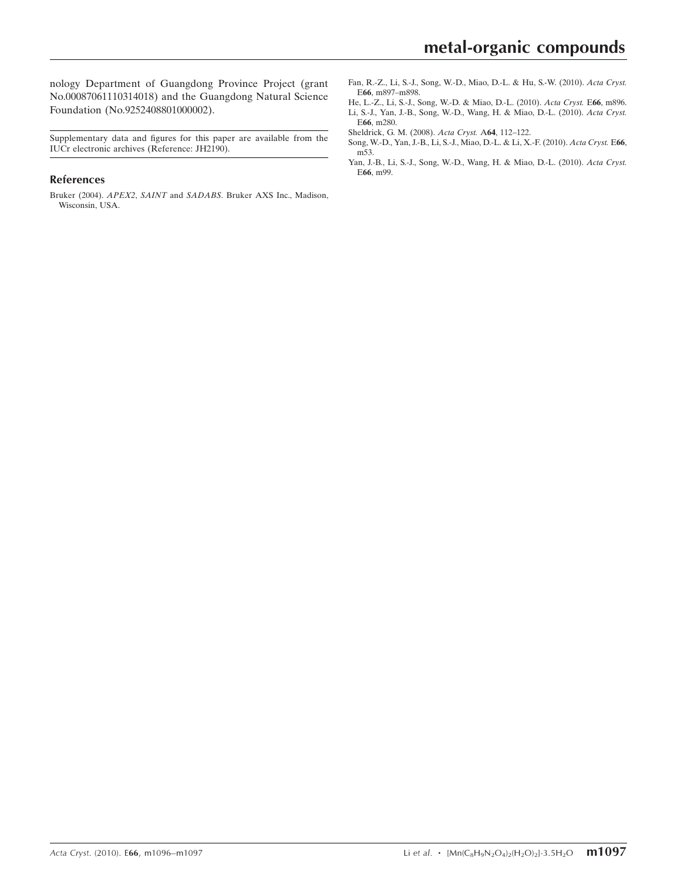nology Department of Guangdong Province Project (grant No.00087061110314018) and the Guangdong Natural Science Foundation (No.9252408801000002).

Supplementary data and figures for this paper are available from the IUCr electronic archives (Reference: JH2190).

## References

Bruker (2004). *APEX2*, *SAINT* and *SADABS*. Bruker AXS Inc., Madison, Wisconsin, USA.

Fan, R.-Z., Li, S.-J., Song, W.-D., Miao, D.-L. & Hu, S.-W. (2010). *Acta Cryst.* E**66**, m897–m898.

He, L.-Z., Li, S.-J., Song, W.-D. & Miao, D.-L. (2010). *Acta Cryst.* E**66**, m896.

Li, S.-J., Yan, J.-B., Song, W.-D., Wang, H. & Miao, D.-L. (2010). *Acta Cryst.* E**66**, m280.

Sheldrick, G. M. (2008). *Acta Cryst.* A**64**, 112–122.

Song, W.-D., Yan, J.-B., Li, S.-J., Miao, D.-L. & Li, X.-F. (2010). *Acta Cryst.* E**66**, m53.

Yan, J.-B., Li, S.-J., Song, W.-D., Wang, H. & Miao, D.-L. (2010). *Acta Cryst.* E**66**, m99.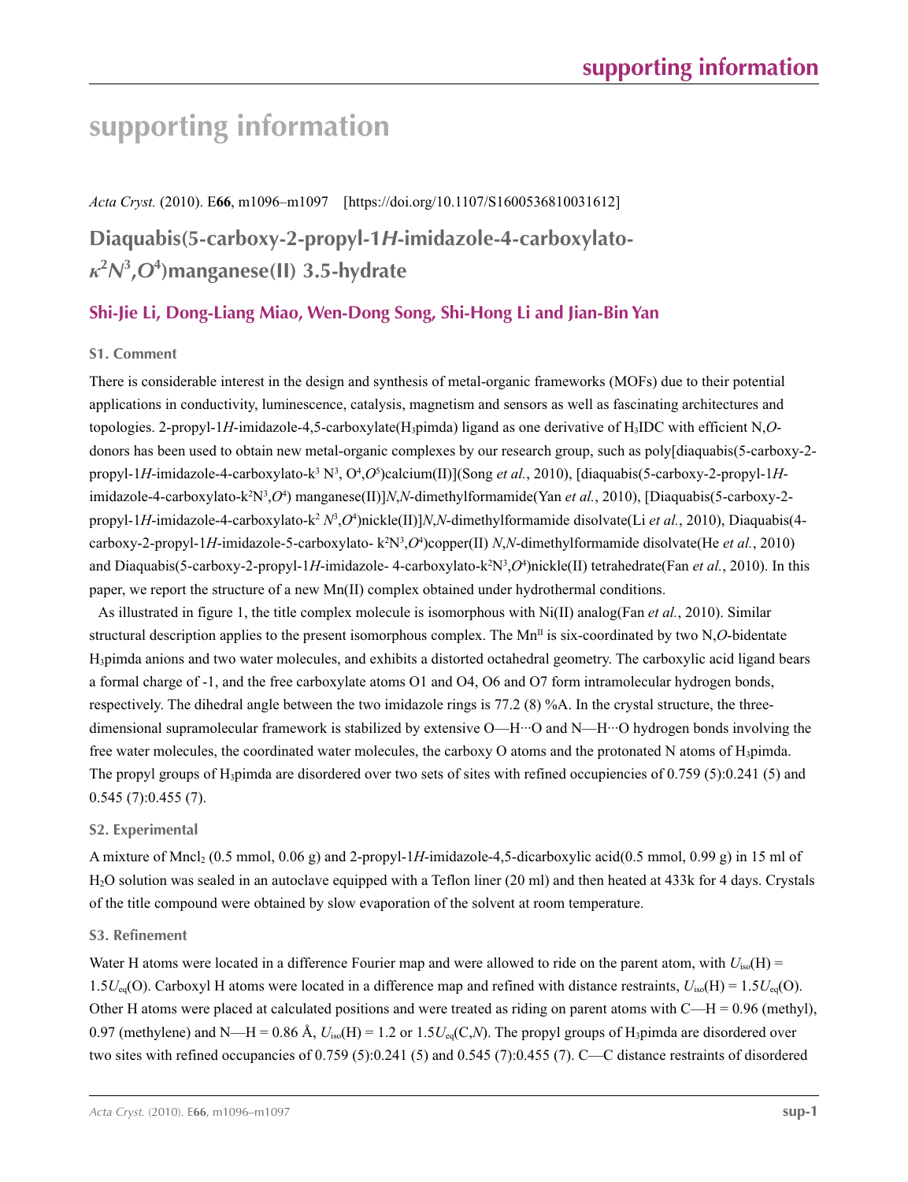# supporting information

*Acta Cryst.* (2010). E**66**, m1096–m1097 [https://doi.org/10.1107/S1600536810031612]

## Diaquabis(5-carboxy-2-propyl-1*H*-imidazole-4-carboxylato-$\kappa^2N^3,O^4$)manganese(II) 3.5-hydrate

### Shi-Jie Li, Dong-Liang Miao, Wen-Dong Song, Shi-Hong Li and Jian-Bin Yan

### S1. Comment

There is considerable interest in the design and synthesis of metal-organic frameworks (MOFs) due to their potential applications in conductivity, luminescence, catalysis, magnetism and sensors as well as fascinating architectures and topologies. 2-propyl-1*H*-imidazole-4,5-carboxylate($H_3$pimda) ligand as one derivative of $H_3$IDC with efficient N,*O*-donors has been used to obtain new metal-organic complexes by our research group, such as poly[diaquabis(5-carboxy-2-propyl-1*H*-imidazole-4-carboxylato-k$^3$ N$^3$, O$^4$,*O*$^5$)calcium(II)](Song *et al.*, 2010), [diaquabis(5-carboxy-2-propyl-1*H*-imidazole-4-carboxylato-k$^2$N$^3$,*O*$^4$) manganese(II)]*N*,*N*-dimethylformamide(Yan *et al.*, 2010), [Diaquabis(5-carboxy-2-propyl-1*H*-imidazole-4-carboxylato-k$^2$ *N*$^3$,*O*$^4$)nickle(II)]*N*,*N*-dimethylformamide disolvate(Li *et al.*, 2010), Diaquabis(4-carboxy-2-propyl-1*H*-imidazole-5-carboxylato- k$^2$N$^3$,*O*$^4$)copper(II) *N*,*N*-dimethylformamide disolvate(He *et al.*, 2010) and Diaquabis(5-carboxy-2-propyl-1*H*-imidazole- 4-carboxylato-k$^2$N$^3$,*O*$^4$)nickle(II) tetrahedrate(Fan *et al.*, 2010). In this paper, we report the structure of a new Mn(II) complex obtained under hydrothermal conditions.

As illustrated in figure 1, the title complex molecule is isomorphous with Ni(II) analog(Fan *et al.*, 2010). Similar structural description applies to the present isomorphous complex. The Mn$^{II}$ is six-coordinated by two N,*O*-bidentate $H_3$pimda anions and two water molecules, and exhibits a distorted octahedral geometry. The carboxylic acid ligand bears a formal charge of -1, and the free carboxylate atoms O1 and O4, O6 and O7 form intramolecular hydrogen bonds, respectively. The dihedral angle between the two imidazole rings is 77.2 (8) %A. In the crystal structure, the three-dimensional supramolecular framework is stabilized by extensive O—H···O and N—H···O hydrogen bonds involving the free water molecules, the coordinated water molecules, the carboxy O atoms and the protonated N atoms of $H_3$pimda. The propyl groups of $H_3$pimda are disordered over two sets of sites with refined occupiencies of 0.759 (5):0.241 (5) and 0.545 (7):0.455 (7).

### S2. Experimental

A mixture of Mncl$_2$ (0.5 mmol, 0.06 g) and 2-propyl-1*H*-imidazole-4,5-dicarboxylic acid(0.5 mmol, 0.99 g) in 15 ml of $H_2O$ solution was sealed in an autoclave equipped with a Teflon liner (20 ml) and then heated at 433k for 4 days. Crystals of the title compound were obtained by slow evaporation of the solvent at room temperature.

### S3. Refinement

Water H atoms were located in a difference Fourier map and were allowed to ride on the parent atom, with $U_{iso}$(H) = 1.5$U_{eq}$(O). Carboxyl H atoms were located in a difference map and refined with distance restraints, $U_{iso}$(H) = 1.5$U_{eq}$(O). Other H atoms were placed at calculated positions and were treated as riding on parent atoms with C—H = 0.96 (methyl), 0.97 (methylene) and N—H = 0.86 Å, $U_{iso}$(H) = 1.2 or 1.5$U_{eq}$(C,*N*). The propyl groups of $H_3$pimda are disordered over two sites with refined occupancies of 0.759 (5):0.241 (5) and 0.545 (7):0.455 (7). C—C distance restraints of disordered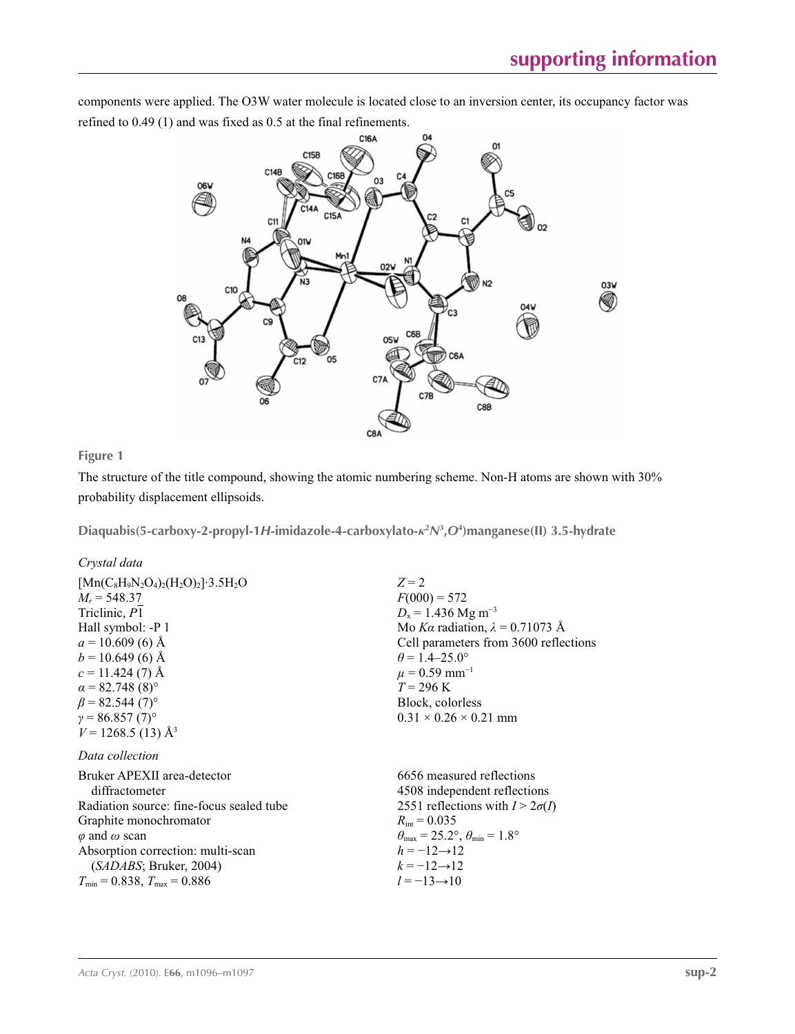components were applied. The O3W water molecule is located close to an inversion center, its occupancy factor was refined to 0.49 (1) and was fixed as 0.5 at the final refinements.

C16A
O4
O1
C15B
C14B
C16B
O3
C4
C5
O6W
C14A
C2
C1
O2
C15A
C11
N4
O1W
Mn1
O2W
N1
N3
N2
O3W
C10
O8
O4W
C3
C9
C6B
O5W
C13
C6A
C12
O5
C7A
O7
C7B
O6
C8B
C8A

**Figure 1**

The structure of the title compound, showing the atomic numbering scheme. Non-H atoms are shown with 30% probability displacement ellipsoids.

## Diaquabis(5-carboxy-2-propyl-1*H*-imidazole-4-carboxylato-$\kappa^2N^3,O^4$)manganese(II) 3.5-hydrate

### *Crystal data*

| | |
|---|---|
| $[Mn(C_8H_9N_2O_4)_2(H_2O)_2]\cdot 3.5H_2O$ | $Z = 2$ |
| $M_r = 548.37$ | $F(000) = 572$ |
| Triclinic, $P\overline{1}$ | $D_x = 1.436$ Mg m$^{-3}$ |
| Hall symbol: -P 1 | Mo $K\alpha$ radiation, $\lambda = 0.71073$ Å |
| $a = 10.609$ (6) Å | Cell parameters from 3600 reflections |
| $b = 10.649$ (6) Å | $\theta = 1.4$–$25.0°$ |
| $c = 11.424$ (7) Å | $\mu = 0.59$ mm$^{-1}$ |
| $\alpha = 82.748$ (8)° | $T = 296$ K |
| $\beta = 82.544$ (7)° | Block, colorless |
| $\gamma = 86.857$ (7)° | $0.31 \times 0.26 \times 0.21$ mm |
| $V = 1268.5$ (13) Å$^3$ | |

### *Data collection*

| | |
|---|---|
| Bruker APEXII area-detector diffractometer | 6656 measured reflections |
| Radiation source: fine-focus sealed tube | 4508 independent reflections |
| Graphite monochromator | 2551 reflections with $I > 2\sigma(I)$ |
| $\varphi$ and $\omega$ scan | $R_{int} = 0.035$ |
| Absorption correction: multi-scan (*SADABS*; Bruker, 2004) | $\theta_{max} = 25.2°$, $\theta_{min} = 1.8°$ |
| $T_{min} = 0.838$, $T_{max} = 0.886$ | $h = -12 \rightarrow 12$ |
| | $k = -12 \rightarrow 12$ |
| | $l = -13 \rightarrow 10$ |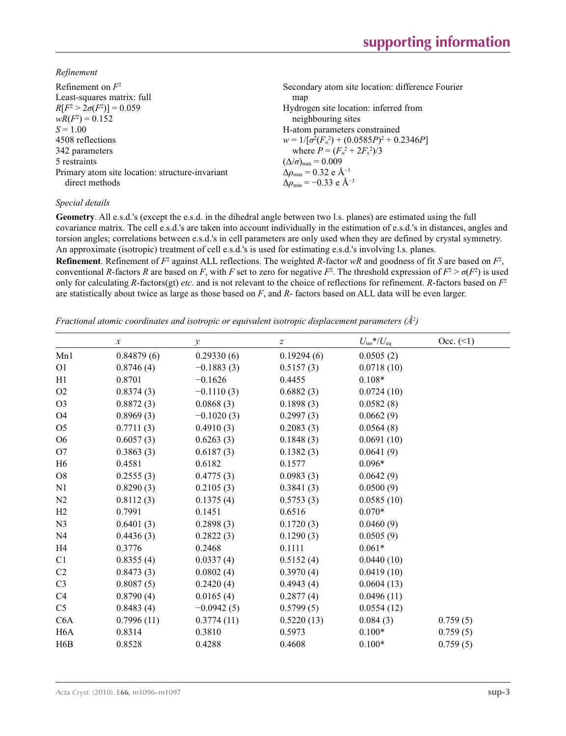*Refinement*

Refinement on $F^2$
Least-squares matrix: full
$R[F^2 > 2\sigma(F^2)] = 0.059$
$wR(F^2) = 0.152$
$S = 1.00$
4508 reflections
342 parameters
5 restraints
Primary atom site location: structure-invariant direct methods
Secondary atom site location: difference Fourier map
Hydrogen site location: inferred from neighbouring sites
H-atom parameters constrained
$w = 1/[\sigma^2(F_o^2) + (0.0585P)^2 + 0.2346P]$ where $P = (F_o^2 + 2F_c^2)/3$
$(\Delta/\sigma)_{max} = 0.009$
$\Delta\rho_{max} = 0.32$ e Å$^{-3}$
$\Delta\rho_{min} = -0.33$ e Å$^{-3}$

*Special details*

**Geometry**. All e.s.d.'s (except the e.s.d. in the dihedral angle between two l.s. planes) are estimated using the full covariance matrix. The cell e.s.d.'s are taken into account individually in the estimation of e.s.d.'s in distances, angles and torsion angles; correlations between e.s.d.'s in cell parameters are only used when they are defined by crystal symmetry. An approximate (isotropic) treatment of cell e.s.d.'s is used for estimating e.s.d.'s involving l.s. planes.

**Refinement**. Refinement of $F^2$ against ALL reflections. The weighted *R*-factor *wR* and goodness of fit *S* are based on $F^2$, conventional *R*-factors *R* are based on *F*, with *F* set to zero for negative $F^2$. The threshold expression of $F^2 > \sigma(F^2)$ is used only for calculating *R*-factors(gt) *etc*. and is not relevant to the choice of reflections for refinement. *R*-factors based on $F^2$ are statistically about twice as large as those based on *F*, and *R*- factors based on ALL data will be even larger.

*Fractional atomic coordinates and isotropic or equivalent isotropic displacement parameters (Å$^2$)*

| | *x* | *y* | *z* | $U_{iso}$*/$U_{eq}$ | Occ. (<1) |
|---|---|---|---|---|---|
| Mn1 | 0.84879 (6) | 0.29330 (6) | 0.19294 (6) | 0.0505 (2) | |
| O1 | 0.8746 (4) | −0.1883 (3) | 0.5157 (3) | 0.0718 (10) | |
| H1 | 0.8701 | −0.1626 | 0.4455 | 0.108* | |
| O2 | 0.8374 (3) | −0.1110 (3) | 0.6882 (3) | 0.0724 (10) | |
| O3 | 0.8872 (3) | 0.0868 (3) | 0.1898 (3) | 0.0582 (8) | |
| O4 | 0.8969 (3) | −0.1020 (3) | 0.2997 (3) | 0.0662 (9) | |
| O5 | 0.7711 (3) | 0.4910 (3) | 0.2083 (3) | 0.0564 (8) | |
| O6 | 0.6057 (3) | 0.6263 (3) | 0.1848 (3) | 0.0691 (10) | |
| O7 | 0.3863 (3) | 0.6187 (3) | 0.1382 (3) | 0.0641 (9) | |
| H6 | 0.4581 | 0.6182 | 0.1577 | 0.096* | |
| O8 | 0.2555 (3) | 0.4775 (3) | 0.0983 (3) | 0.0642 (9) | |
| N1 | 0.8290 (3) | 0.2105 (3) | 0.3841 (3) | 0.0500 (9) | |
| N2 | 0.8112 (3) | 0.1375 (4) | 0.5753 (3) | 0.0585 (10) | |
| H2 | 0.7991 | 0.1451 | 0.6516 | 0.070* | |
| N3 | 0.6401 (3) | 0.2898 (3) | 0.1720 (3) | 0.0460 (9) | |
| N4 | 0.4436 (3) | 0.2822 (3) | 0.1290 (3) | 0.0505 (9) | |
| H4 | 0.3776 | 0.2468 | 0.1111 | 0.061* | |
| C1 | 0.8355 (4) | 0.0337 (4) | 0.5152 (4) | 0.0440 (10) | |
| C2 | 0.8473 (3) | 0.0802 (4) | 0.3970 (4) | 0.0419 (10) | |
| C3 | 0.8087 (5) | 0.2420 (4) | 0.4943 (4) | 0.0604 (13) | |
| C4 | 0.8790 (4) | 0.0165 (4) | 0.2877 (4) | 0.0496 (11) | |
| C5 | 0.8483 (4) | −0.0942 (5) | 0.5799 (5) | 0.0554 (12) | |
| C6A | 0.7996 (11) | 0.3774 (11) | 0.5220 (13) | 0.084 (3) | 0.759 (5) |
| H6A | 0.8314 | 0.3810 | 0.5973 | 0.100* | 0.759 (5) |
| H6B | 0.8528 | 0.4288 | 0.4608 | 0.100* | 0.759 (5) |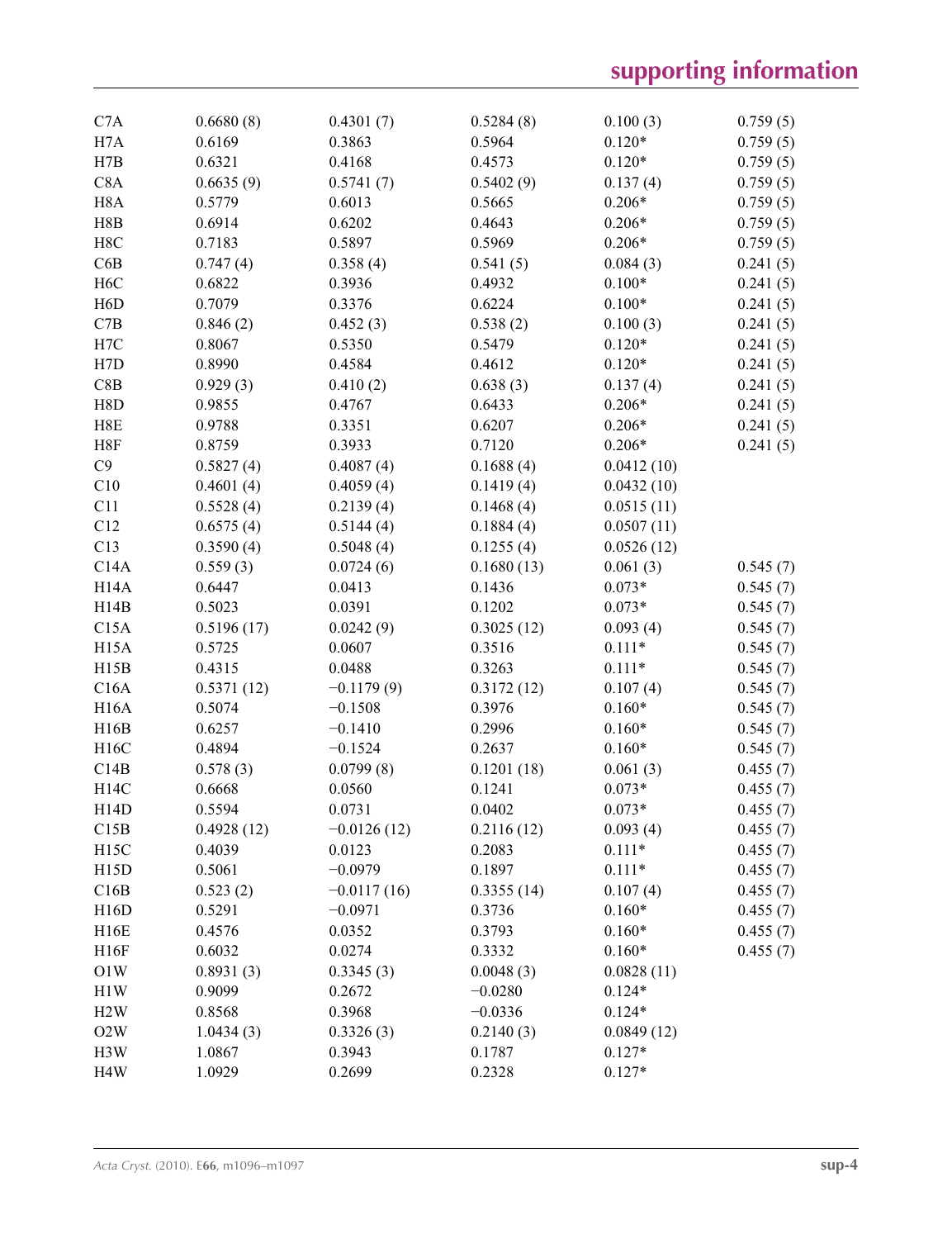| | | | | | |
|---|---|---|---|---|---|
| C7A | 0.6680 (8) | 0.4301 (7) | 0.5284 (8) | 0.100 (3) | 0.759 (5) |
| H7A | 0.6169 | 0.3863 | 0.5964 | 0.120* | 0.759 (5) |
| H7B | 0.6321 | 0.4168 | 0.4573 | 0.120* | 0.759 (5) |
| C8A | 0.6635 (9) | 0.5741 (7) | 0.5402 (9) | 0.137 (4) | 0.759 (5) |
| H8A | 0.5779 | 0.6013 | 0.5665 | 0.206* | 0.759 (5) |
| H8B | 0.6914 | 0.6202 | 0.4643 | 0.206* | 0.759 (5) |
| H8C | 0.7183 | 0.5897 | 0.5969 | 0.206* | 0.759 (5) |
| C6B | 0.747 (4) | 0.358 (4) | 0.541 (5) | 0.084 (3) | 0.241 (5) |
| H6C | 0.6822 | 0.3936 | 0.4932 | 0.100* | 0.241 (5) |
| H6D | 0.7079 | 0.3376 | 0.6224 | 0.100* | 0.241 (5) |
| C7B | 0.846 (2) | 0.452 (3) | 0.538 (2) | 0.100 (3) | 0.241 (5) |
| H7C | 0.8067 | 0.5350 | 0.5479 | 0.120* | 0.241 (5) |
| H7D | 0.8990 | 0.4584 | 0.4612 | 0.120* | 0.241 (5) |
| C8B | 0.929 (3) | 0.410 (2) | 0.638 (3) | 0.137 (4) | 0.241 (5) |
| H8D | 0.9855 | 0.4767 | 0.6433 | 0.206* | 0.241 (5) |
| H8E | 0.9788 | 0.3351 | 0.6207 | 0.206* | 0.241 (5) |
| H8F | 0.8759 | 0.3933 | 0.7120 | 0.206* | 0.241 (5) |
| C9 | 0.5827 (4) | 0.4087 (4) | 0.1688 (4) | 0.0412 (10) | |
| C10 | 0.4601 (4) | 0.4059 (4) | 0.1419 (4) | 0.0432 (10) | |
| C11 | 0.5528 (4) | 0.2139 (4) | 0.1468 (4) | 0.0515 (11) | |
| C12 | 0.6575 (4) | 0.5144 (4) | 0.1884 (4) | 0.0507 (11) | |
| C13 | 0.3590 (4) | 0.5048 (4) | 0.1255 (4) | 0.0526 (12) | |
| C14A | 0.559 (3) | 0.0724 (6) | 0.1680 (13) | 0.061 (3) | 0.545 (7) |
| H14A | 0.6447 | 0.0413 | 0.1436 | 0.073* | 0.545 (7) |
| H14B | 0.5023 | 0.0391 | 0.1202 | 0.073* | 0.545 (7) |
| C15A | 0.5196 (17) | 0.0242 (9) | 0.3025 (12) | 0.093 (4) | 0.545 (7) |
| H15A | 0.5725 | 0.0607 | 0.3516 | 0.111* | 0.545 (7) |
| H15B | 0.4315 | 0.0488 | 0.3263 | 0.111* | 0.545 (7) |
| C16A | 0.5371 (12) | −0.1179 (9) | 0.3172 (12) | 0.107 (4) | 0.545 (7) |
| H16A | 0.5074 | −0.1508 | 0.3976 | 0.160* | 0.545 (7) |
| H16B | 0.6257 | −0.1410 | 0.2996 | 0.160* | 0.545 (7) |
| H16C | 0.4894 | −0.1524 | 0.2637 | 0.160* | 0.545 (7) |
| C14B | 0.578 (3) | 0.0799 (8) | 0.1201 (18) | 0.061 (3) | 0.455 (7) |
| H14C | 0.6668 | 0.0560 | 0.1241 | 0.073* | 0.455 (7) |
| H14D | 0.5594 | 0.0731 | 0.0402 | 0.073* | 0.455 (7) |
| C15B | 0.4928 (12) | −0.0126 (12) | 0.2116 (12) | 0.093 (4) | 0.455 (7) |
| H15C | 0.4039 | 0.0123 | 0.2083 | 0.111* | 0.455 (7) |
| H15D | 0.5061 | −0.0979 | 0.1897 | 0.111* | 0.455 (7) |
| C16B | 0.523 (2) | −0.0117 (16) | 0.3355 (14) | 0.107 (4) | 0.455 (7) |
| H16D | 0.5291 | −0.0971 | 0.3736 | 0.160* | 0.455 (7) |
| H16E | 0.4576 | 0.0352 | 0.3793 | 0.160* | 0.455 (7) |
| H16F | 0.6032 | 0.0274 | 0.3332 | 0.160* | 0.455 (7) |
| O1W | 0.8931 (3) | 0.3345 (3) | 0.0048 (3) | 0.0828 (11) | |
| H1W | 0.9099 | 0.2672 | −0.0280 | 0.124* | |
| H2W | 0.8568 | 0.3968 | −0.0336 | 0.124* | |
| O2W | 1.0434 (3) | 0.3326 (3) | 0.2140 (3) | 0.0849 (12) | |
| H3W | 1.0867 | 0.3943 | 0.1787 | 0.127* | |
| H4W | 1.0929 | 0.2699 | 0.2328 | 0.127* | |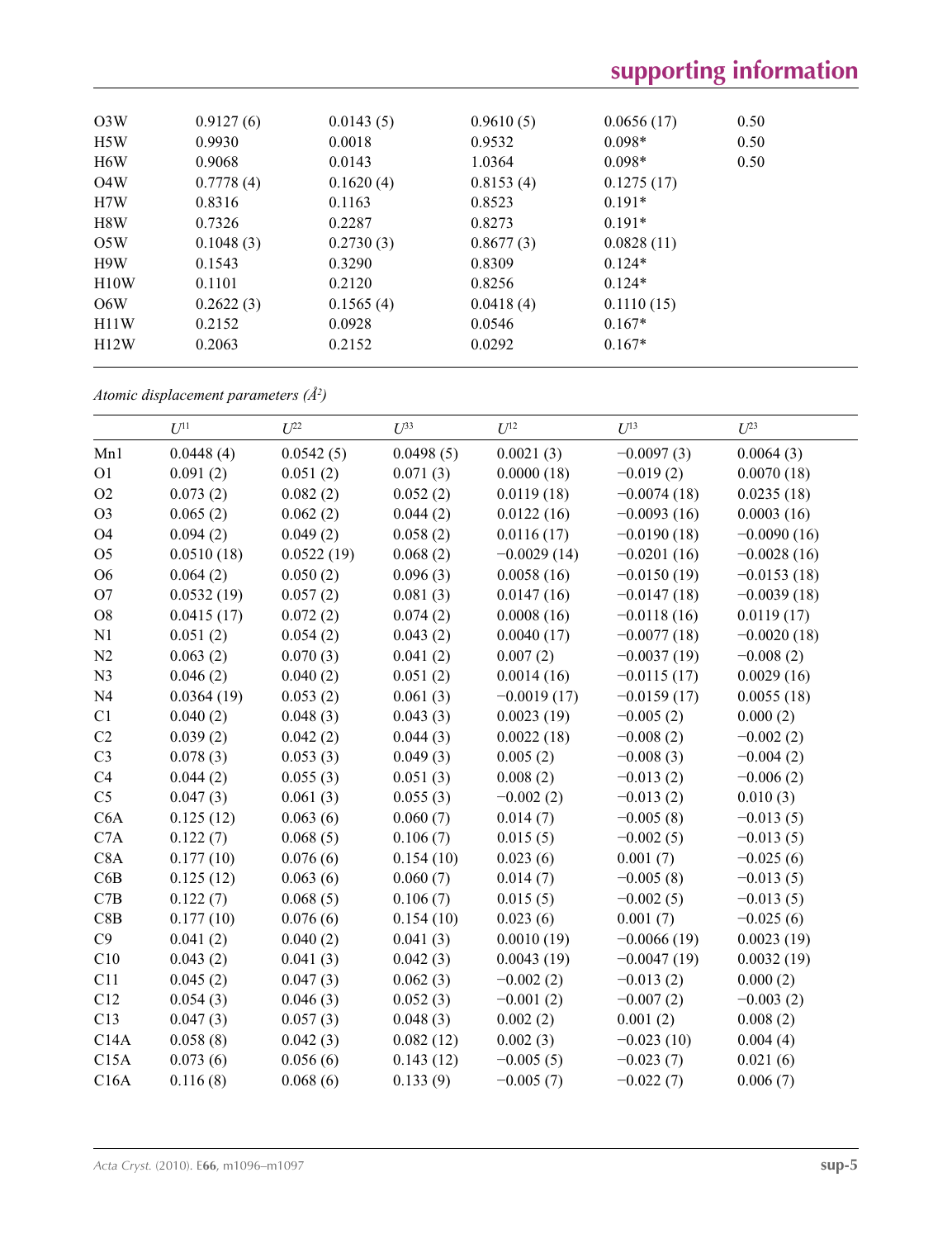| | | | | | |
|---|---|---|---|---|---|
| O3W | 0.9127 (6) | 0.0143 (5) | 0.9610 (5) | 0.0656 (17) | 0.50 |
| H5W | 0.9930 | 0.0018 | 0.9532 | 0.098* | 0.50 |
| H6W | 0.9068 | 0.0143 | 1.0364 | 0.098* | 0.50 |
| O4W | 0.7778 (4) | 0.1620 (4) | 0.8153 (4) | 0.1275 (17) | |
| H7W | 0.8316 | 0.1163 | 0.8523 | 0.191* | |
| H8W | 0.7326 | 0.2287 | 0.8273 | 0.191* | |
| O5W | 0.1048 (3) | 0.2730 (3) | 0.8677 (3) | 0.0828 (11) | |
| H9W | 0.1543 | 0.3290 | 0.8309 | 0.124* | |
| H10W | 0.1101 | 0.2120 | 0.8256 | 0.124* | |
| O6W | 0.2622 (3) | 0.1565 (4) | 0.0418 (4) | 0.1110 (15) | |
| H11W | 0.2152 | 0.0928 | 0.0546 | 0.167* | |
| H12W | 0.2063 | 0.2152 | 0.0292 | 0.167* | |

*Atomic displacement parameters ($Å^2$)*

| | $U^{11}$ | $U^{22}$ | $U^{33}$ | $U^{12}$ | $U^{13}$ | $U^{23}$ |
|---|---|---|---|---|---|---|
| Mn1 | 0.0448 (4) | 0.0542 (5) | 0.0498 (5) | 0.0021 (3) | −0.0097 (3) | 0.0064 (3) |
| O1 | 0.091 (2) | 0.051 (2) | 0.071 (3) | 0.0000 (18) | −0.019 (2) | 0.0070 (18) |
| O2 | 0.073 (2) | 0.082 (2) | 0.052 (2) | 0.0119 (18) | −0.0074 (18) | 0.0235 (18) |
| O3 | 0.065 (2) | 0.062 (2) | 0.044 (2) | 0.0122 (16) | −0.0093 (16) | 0.0003 (16) |
| O4 | 0.094 (2) | 0.049 (2) | 0.058 (2) | 0.0116 (17) | −0.0190 (18) | −0.0090 (16) |
| O5 | 0.0510 (18) | 0.0522 (19) | 0.068 (2) | −0.0029 (14) | −0.0201 (16) | −0.0028 (16) |
| O6 | 0.064 (2) | 0.050 (2) | 0.096 (3) | 0.0058 (16) | −0.0150 (19) | −0.0153 (18) |
| O7 | 0.0532 (19) | 0.057 (2) | 0.081 (3) | 0.0147 (16) | −0.0147 (18) | −0.0039 (18) |
| O8 | 0.0415 (17) | 0.072 (2) | 0.074 (2) | 0.0008 (16) | −0.0118 (16) | 0.0119 (17) |
| N1 | 0.051 (2) | 0.054 (2) | 0.043 (2) | 0.0040 (17) | −0.0077 (18) | −0.0020 (18) |
| N2 | 0.063 (2) | 0.070 (3) | 0.041 (2) | 0.007 (2) | −0.0037 (19) | −0.008 (2) |
| N3 | 0.046 (2) | 0.040 (2) | 0.051 (2) | 0.0014 (16) | −0.0115 (17) | 0.0029 (16) |
| N4 | 0.0364 (19) | 0.053 (2) | 0.061 (3) | −0.0019 (17) | −0.0159 (17) | 0.0055 (18) |
| C1 | 0.040 (2) | 0.048 (3) | 0.043 (3) | 0.0023 (19) | −0.005 (2) | 0.000 (2) |
| C2 | 0.039 (2) | 0.042 (2) | 0.044 (3) | 0.0022 (18) | −0.008 (2) | −0.002 (2) |
| C3 | 0.078 (3) | 0.053 (3) | 0.049 (3) | 0.005 (2) | −0.008 (3) | −0.004 (2) |
| C4 | 0.044 (2) | 0.055 (3) | 0.051 (3) | 0.008 (2) | −0.013 (2) | −0.006 (2) |
| C5 | 0.047 (3) | 0.061 (3) | 0.055 (3) | −0.002 (2) | −0.013 (2) | 0.010 (3) |
| C6A | 0.125 (12) | 0.063 (6) | 0.060 (7) | 0.014 (7) | −0.005 (8) | −0.013 (5) |
| C7A | 0.122 (7) | 0.068 (5) | 0.106 (7) | 0.015 (5) | −0.002 (5) | −0.013 (5) |
| C8A | 0.177 (10) | 0.076 (6) | 0.154 (10) | 0.023 (6) | 0.001 (7) | −0.025 (6) |
| C6B | 0.125 (12) | 0.063 (6) | 0.060 (7) | 0.014 (7) | −0.005 (8) | −0.013 (5) |
| C7B | 0.122 (7) | 0.068 (5) | 0.106 (7) | 0.015 (5) | −0.002 (5) | −0.013 (5) |
| C8B | 0.177 (10) | 0.076 (6) | 0.154 (10) | 0.023 (6) | 0.001 (7) | −0.025 (6) |
| C9 | 0.041 (2) | 0.040 (2) | 0.041 (3) | 0.0010 (19) | −0.0066 (19) | 0.0023 (19) |
| C10 | 0.043 (2) | 0.041 (3) | 0.042 (3) | 0.0043 (19) | −0.0047 (19) | 0.0032 (19) |
| C11 | 0.045 (2) | 0.047 (3) | 0.062 (3) | −0.002 (2) | −0.013 (2) | 0.000 (2) |
| C12 | 0.054 (3) | 0.046 (3) | 0.052 (3) | −0.001 (2) | −0.007 (2) | −0.003 (2) |
| C13 | 0.047 (3) | 0.057 (3) | 0.048 (3) | 0.002 (2) | 0.001 (2) | 0.008 (2) |
| C14A | 0.058 (8) | 0.042 (3) | 0.082 (12) | 0.002 (3) | −0.023 (10) | 0.004 (4) |
| C15A | 0.073 (6) | 0.056 (6) | 0.143 (12) | −0.005 (5) | −0.023 (7) | 0.021 (6) |
| C16A | 0.116 (8) | 0.068 (6) | 0.133 (9) | −0.005 (7) | −0.022 (7) | 0.006 (7) |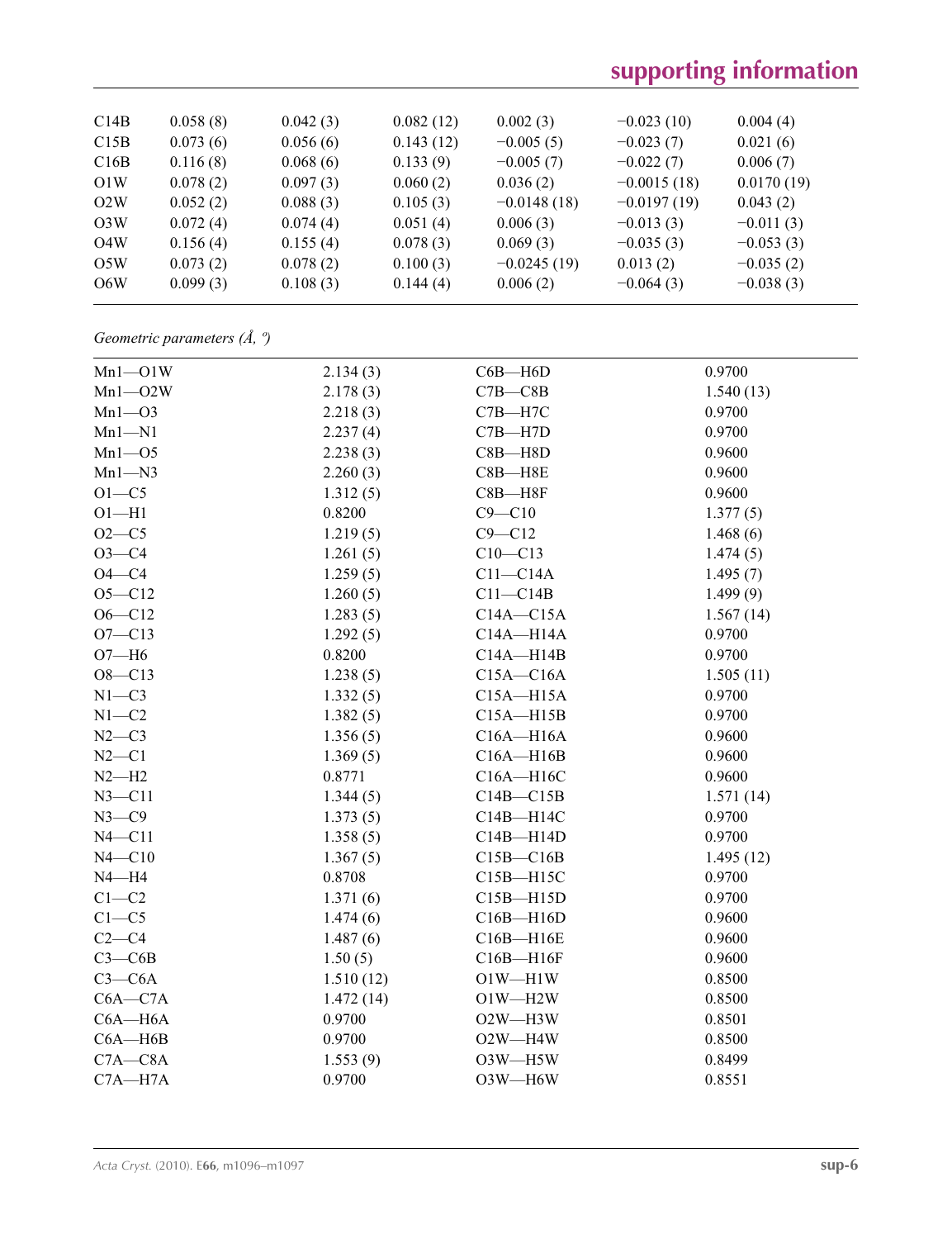| | | | | | |
|---|---|---|---|---|---|
| C14B | 0.058 (8) | 0.042 (3) | 0.082 (12) | 0.002 (3) | −0.023 (10) | 0.004 (4) |
| C15B | 0.073 (6) | 0.056 (6) | 0.143 (12) | −0.005 (5) | −0.023 (7) | 0.021 (6) |
| C16B | 0.116 (8) | 0.068 (6) | 0.133 (9) | −0.005 (7) | −0.022 (7) | 0.006 (7) |
| O1W | 0.078 (2) | 0.097 (3) | 0.060 (2) | 0.036 (2) | −0.0015 (18) | 0.0170 (19) |
| O2W | 0.052 (2) | 0.088 (3) | 0.105 (3) | −0.0148 (18) | −0.0197 (19) | 0.043 (2) |
| O3W | 0.072 (4) | 0.074 (4) | 0.051 (4) | 0.006 (3) | −0.013 (3) | −0.011 (3) |
| O4W | 0.156 (4) | 0.155 (4) | 0.078 (3) | 0.069 (3) | −0.035 (3) | −0.053 (3) |
| O5W | 0.073 (2) | 0.078 (2) | 0.100 (3) | −0.0245 (19) | 0.013 (2) | −0.035 (2) |
| O6W | 0.099 (3) | 0.108 (3) | 0.144 (4) | 0.006 (2) | −0.064 (3) | −0.038 (3) |

*Geometric parameters (Å, º)*

| | | | |
|---|---|---|---|
| Mn1—O1W | 2.134 (3) | C6B—H6D | 0.9700 |
| Mn1—O2W | 2.178 (3) | C7B—C8B | 1.540 (13) |
| Mn1—O3 | 2.218 (3) | C7B—H7C | 0.9700 |
| Mn1—N1 | 2.237 (4) | C7B—H7D | 0.9700 |
| Mn1—O5 | 2.238 (3) | C8B—H8D | 0.9600 |
| Mn1—N3 | 2.260 (3) | C8B—H8E | 0.9600 |
| O1—C5 | 1.312 (5) | C8B—H8F | 0.9600 |
| O1—H1 | 0.8200 | C9—C10 | 1.377 (5) |
| O2—C5 | 1.219 (5) | C9—C12 | 1.468 (6) |
| O3—C4 | 1.261 (5) | C10—C13 | 1.474 (5) |
| O4—C4 | 1.259 (5) | C11—C14A | 1.495 (7) |
| O5—C12 | 1.260 (5) | C11—C14B | 1.499 (9) |
| O6—C12 | 1.283 (5) | C14A—C15A | 1.567 (14) |
| O7—C13 | 1.292 (5) | C14A—H14A | 0.9700 |
| O7—H6 | 0.8200 | C14A—H14B | 0.9700 |
| O8—C13 | 1.238 (5) | C15A—C16A | 1.505 (11) |
| N1—C3 | 1.332 (5) | C15A—H15A | 0.9700 |
| N1—C2 | 1.382 (5) | C15A—H15B | 0.9700 |
| N2—C3 | 1.356 (5) | C16A—H16A | 0.9600 |
| N2—C1 | 1.369 (5) | C16A—H16B | 0.9600 |
| N2—H2 | 0.8771 | C16A—H16C | 0.9600 |
| N3—C11 | 1.344 (5) | C14B—C15B | 1.571 (14) |
| N3—C9 | 1.373 (5) | C14B—H14C | 0.9700 |
| N4—C11 | 1.358 (5) | C14B—H14D | 0.9700 |
| N4—C10 | 1.367 (5) | C15B—C16B | 1.495 (12) |
| N4—H4 | 0.8708 | C15B—H15C | 0.9700 |
| C1—C2 | 1.371 (6) | C15B—H15D | 0.9700 |
| C1—C5 | 1.474 (6) | C16B—H16D | 0.9600 |
| C2—C4 | 1.487 (6) | C16B—H16E | 0.9600 |
| C3—C6B | 1.50 (5) | C16B—H16F | 0.9600 |
| C3—C6A | 1.510 (12) | O1W—H1W | 0.8500 |
| C6A—C7A | 1.472 (14) | O1W—H2W | 0.8500 |
| C6A—H6A | 0.9700 | O2W—H3W | 0.8501 |
| C6A—H6B | 0.9700 | O2W—H4W | 0.8500 |
| C7A—C8A | 1.553 (9) | O3W—H5W | 0.8499 |
| C7A—H7A | 0.9700 | O3W—H6W | 0.8551 |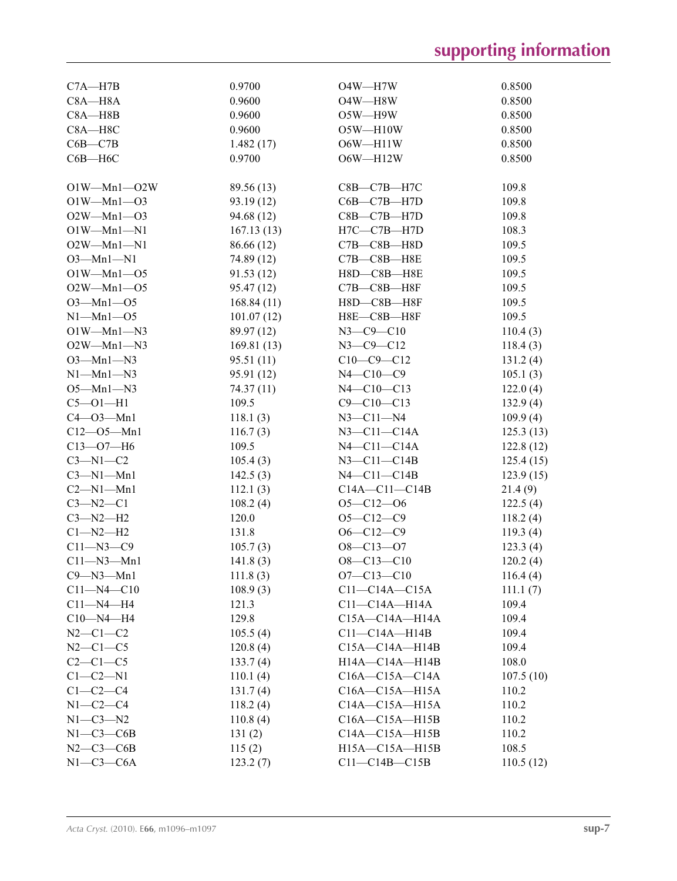| | | | |
|---|---|---|---|
| C7A—H7B | 0.9700 | O4W—H7W | 0.8500 |
| C8A—H8A | 0.9600 | O4W—H8W | 0.8500 |
| C8A—H8B | 0.9600 | O5W—H9W | 0.8500 |
| C8A—H8C | 0.9600 | O5W—H10W | 0.8500 |
| C6B—C7B | 1.482 (17) | O6W—H11W | 0.8500 |
| C6B—H6C | 0.9700 | O6W—H12W | 0.8500 |

| | | | |
|---|---|---|---|
| O1W—Mn1—O2W | 89.56 (13) | C8B—C7B—H7C | 109.8 |
| O1W—Mn1—O3 | 93.19 (12) | C6B—C7B—H7D | 109.8 |
| O2W—Mn1—O3 | 94.68 (12) | C8B—C7B—H7D | 109.8 |
| O1W—Mn1—N1 | 167.13 (13) | H7C—C7B—H7D | 108.3 |
| O2W—Mn1—N1 | 86.66 (12) | C7B—C8B—H8D | 109.5 |
| O3—Mn1—N1 | 74.89 (12) | C7B—C8B—H8E | 109.5 |
| O1W—Mn1—O5 | 91.53 (12) | H8D—C8B—H8E | 109.5 |
| O2W—Mn1—O5 | 95.47 (12) | C7B—C8B—H8F | 109.5 |
| O3—Mn1—O5 | 168.84 (11) | H8D—C8B—H8F | 109.5 |
| N1—Mn1—O5 | 101.07 (12) | H8E—C8B—H8F | 109.5 |
| O1W—Mn1—N3 | 89.97 (12) | N3—C9—C10 | 110.4 (3) |
| O2W—Mn1—N3 | 169.81 (13) | N3—C9—C12 | 118.4 (3) |
| O3—Mn1—N3 | 95.51 (11) | C10—C9—C12 | 131.2 (4) |
| N1—Mn1—N3 | 95.91 (12) | N4—C10—C9 | 105.1 (3) |
| O5—Mn1—N3 | 74.37 (11) | N4—C10—C13 | 122.0 (4) |
| C5—O1—H1 | 109.5 | C9—C10—C13 | 132.9 (4) |
| C4—O3—Mn1 | 118.1 (3) | N3—C11—N4 | 109.9 (4) |
| C12—O5—Mn1 | 116.7 (3) | N3—C11—C14A | 125.3 (13) |
| C13—O7—H6 | 109.5 | N4—C11—C14A | 122.8 (12) |
| C3—N1—C2 | 105.4 (3) | N3—C11—C14B | 125.4 (15) |
| C3—N1—Mn1 | 142.5 (3) | N4—C11—C14B | 123.9 (15) |
| C2—N1—Mn1 | 112.1 (3) | C14A—C11—C14B | 21.4 (9) |
| C3—N2—C1 | 108.2 (4) | O5—C12—O6 | 122.5 (4) |
| C3—N2—H2 | 120.0 | O5—C12—C9 | 118.2 (4) |
| C1—N2—H2 | 131.8 | O6—C12—C9 | 119.3 (4) |
| C11—N3—C9 | 105.7 (3) | O8—C13—O7 | 123.3 (4) |
| C11—N3—Mn1 | 141.8 (3) | O8—C13—C10 | 120.2 (4) |
| C9—N3—Mn1 | 111.8 (3) | O7—C13—C10 | 116.4 (4) |
| C11—N4—C10 | 108.9 (3) | C11—C14A—C15A | 111.1 (7) |
| C11—N4—H4 | 121.3 | C11—C14A—H14A | 109.4 |
| C10—N4—H4 | 129.8 | C15A—C14A—H14A | 109.4 |
| N2—C1—C2 | 105.5 (4) | C11—C14A—H14B | 109.4 |
| N2—C1—C5 | 120.8 (4) | C15A—C14A—H14B | 109.4 |
| C2—C1—C5 | 133.7 (4) | H14A—C14A—H14B | 108.0 |
| C1—C2—N1 | 110.1 (4) | C16A—C15A—C14A | 107.5 (10) |
| C1—C2—C4 | 131.7 (4) | C16A—C15A—H15A | 110.2 |
| N1—C2—C4 | 118.2 (4) | C14A—C15A—H15A | 110.2 |
| N1—C3—N2 | 110.8 (4) | C16A—C15A—H15B | 110.2 |
| N1—C3—C6B | 131 (2) | C14A—C15A—H15B | 110.2 |
| N2—C3—C6B | 115 (2) | H15A—C15A—H15B | 108.5 |
| N1—C3—C6A | 123.2 (7) | C11—C14B—C15B | 110.5 (12) |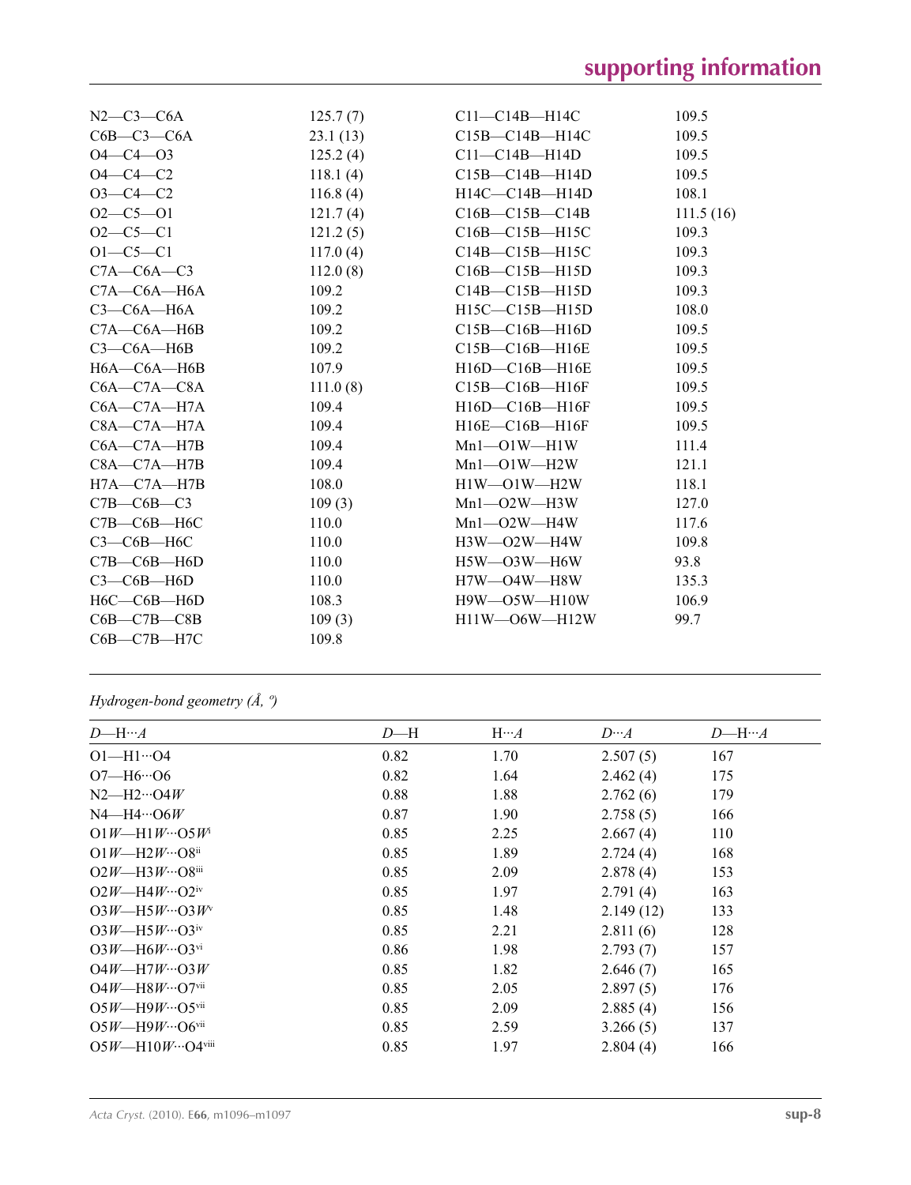| | | | |
|---|---|---|---|
| N2—C3—C6A | 125.7 (7) | C11—C14B—H14C | 109.5 |
| C6B—C3—C6A | 23.1 (13) | C15B—C14B—H14C | 109.5 |
| O4—C4—O3 | 125.2 (4) | C11—C14B—H14D | 109.5 |
| O4—C4—C2 | 118.1 (4) | C15B—C14B—H14D | 109.5 |
| O3—C4—C2 | 116.8 (4) | H14C—C14B—H14D | 108.1 |
| O2—C5—O1 | 121.7 (4) | C16B—C15B—C14B | 111.5 (16) |
| O2—C5—C1 | 121.2 (5) | C16B—C15B—H15C | 109.3 |
| O1—C5—C1 | 117.0 (4) | C14B—C15B—H15C | 109.3 |
| C7A—C6A—C3 | 112.0 (8) | C16B—C15B—H15D | 109.3 |
| C7A—C6A—H6A | 109.2 | C14B—C15B—H15D | 109.3 |
| C3—C6A—H6A | 109.2 | H15C—C15B—H15D | 108.0 |
| C7A—C6A—H6B | 109.2 | C15B—C16B—H16D | 109.5 |
| C3—C6A—H6B | 109.2 | C15B—C16B—H16E | 109.5 |
| H6A—C6A—H6B | 107.9 | H16D—C16B—H16E | 109.5 |
| C6A—C7A—C8A | 111.0 (8) | C15B—C16B—H16F | 109.5 |
| C6A—C7A—H7A | 109.4 | H16D—C16B—H16F | 109.5 |
| C8A—C7A—H7A | 109.4 | H16E—C16B—H16F | 109.5 |
| C6A—C7A—H7B | 109.4 | Mn1—O1W—H1W | 111.4 |
| C8A—C7A—H7B | 109.4 | Mn1—O1W—H2W | 121.1 |
| H7A—C7A—H7B | 108.0 | H1W—O1W—H2W | 118.1 |
| C7B—C6B—C3 | 109 (3) | Mn1—O2W—H3W | 127.0 |
| C7B—C6B—H6C | 110.0 | Mn1—O2W—H4W | 117.6 |
| C3—C6B—H6C | 110.0 | H3W—O2W—H4W | 109.8 |
| C7B—C6B—H6D | 110.0 | H5W—O3W—H6W | 93.8 |
| C3—C6B—H6D | 110.0 | H7W—O4W—H8W | 135.3 |
| H6C—C6B—H6D | 108.3 | H9W—O5W—H10W | 106.9 |
| C6B—C7B—C8B | 109 (3) | H11W—O6W—H12W | 99.7 |
| C6B—C7B—H7C | 109.8 | | |

*Hydrogen-bond geometry (Å, º)*

| *D*—H···*A* | *D*—H | H···*A* | *D*···*A* | *D*—H···*A* |
|---|---|---|---|---|
| O1—H1···O4 | 0.82 | 1.70 | 2.507 (5) | 167 |
| O7—H6···O6 | 0.82 | 1.64 | 2.462 (4) | 175 |
| N2—H2···O4*W* | 0.88 | 1.88 | 2.762 (6) | 179 |
| N4—H4···O6*W* | 0.87 | 1.90 | 2.758 (5) | 166 |
| O1*W*—H1*W*···O5*W*$^{i}$ | 0.85 | 2.25 | 2.667 (4) | 110 |
| O1*W*—H2*W*···O8$^{ii}$ | 0.85 | 1.89 | 2.724 (4) | 168 |
| O2*W*—H3*W*···O8$^{iii}$ | 0.85 | 2.09 | 2.878 (4) | 153 |
| O2*W*—H4*W*···O2$^{iv}$ | 0.85 | 1.97 | 2.791 (4) | 163 |
| O3*W*—H5*W*···O3*W*$^{v}$ | 0.85 | 1.48 | 2.149 (12) | 133 |
| O3*W*—H5*W*···O3$^{iv}$ | 0.85 | 2.21 | 2.811 (6) | 128 |
| O3*W*—H6*W*···O3$^{vi}$ | 0.86 | 1.98 | 2.793 (7) | 157 |
| O4*W*—H7*W*···O3*W* | 0.85 | 1.82 | 2.646 (7) | 165 |
| O4*W*—H8*W*···O7$^{vii}$ | 0.85 | 2.05 | 2.897 (5) | 176 |
| O5*W*—H9*W*···O5$^{vii}$ | 0.85 | 2.09 | 2.885 (4) | 156 |
| O5*W*—H9*W*···O6$^{vii}$ | 0.85 | 2.59 | 3.266 (5) | 137 |
| O5*W*—H10*W*···O4$^{viii}$ | 0.85 | 1.97 | 2.804 (4) | 166 |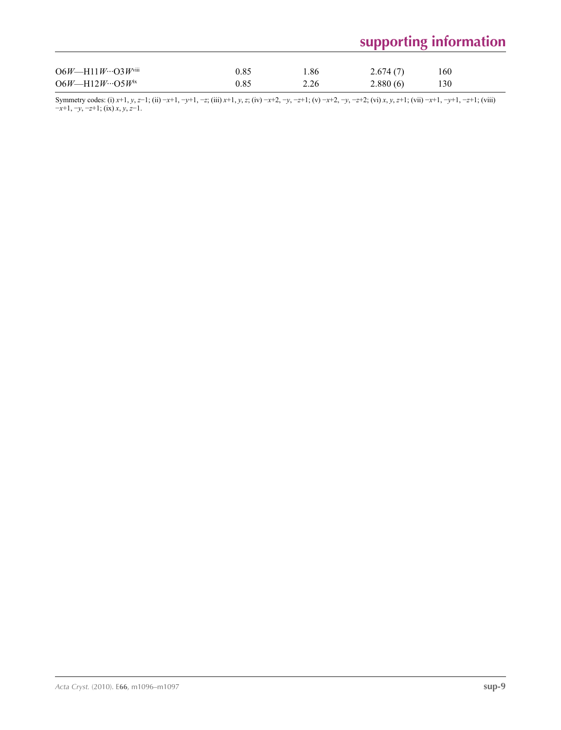| | | | | |
|---|---|---|---|---|
| O6*W*—H11*W*···O3*W*[viii] | 0.85 | 1.86 | 2.674 (7) | 160 |
| O6*W*—H12*W*···O5*W*[ix] | 0.85 | 2.26 | 2.880 (6) | 130 |

Symmetry codes: (i) $x+1, y, z-1$; (ii) $-x+1, -y+1, -z$; (iii) $x+1, y, z$; (iv) $-x+2, -y, -z+1$; (v) $-x+2, -y, -z+2$; (vi) $x, y, z+1$; (vii) $-x+1, -y+1, -z+1$; (viii) $-x+1, -y, -z+1$; (ix) $x, y, z-1$.